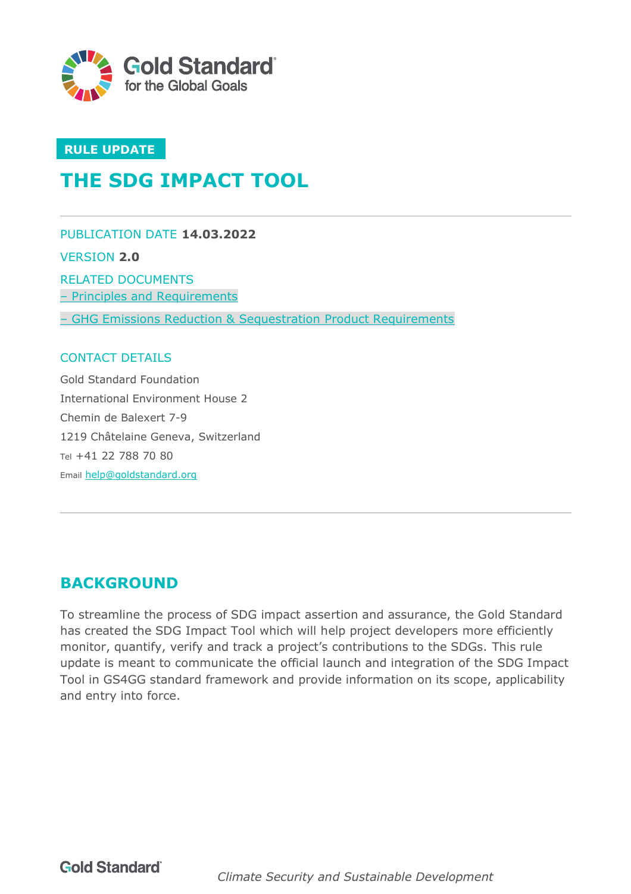**RULE UPDATE**

# THE SDG IMPACT TOOL

PUBLICATION DATE **14.03.2022**

VERSION **2.0**

RELATED DOCUMENTS

– Principles and Requirements

– GHG Emissions Reduction & Sequestration Product Requirements

CONTACT DETAILS

Gold Standard Foundation

International Environment House 2

Chemin de Balexert 7-9

1219 Châtelaine Geneva, Switzerland

Tel +41 22 788 70 80

Email help@goldstandard.org

## BACKGROUND

To streamline the process of SDG impact assertion and assurance, the Gold Standard has created the SDG Impact Tool which will help project developers more efficiently monitor, quantify, verify and track a project's contributions to the SDGs. This rule update is meant to communicate the official launch and integration of the SDG Impact Tool in GS4GG standard framework and provide information on its scope, applicability and entry into force.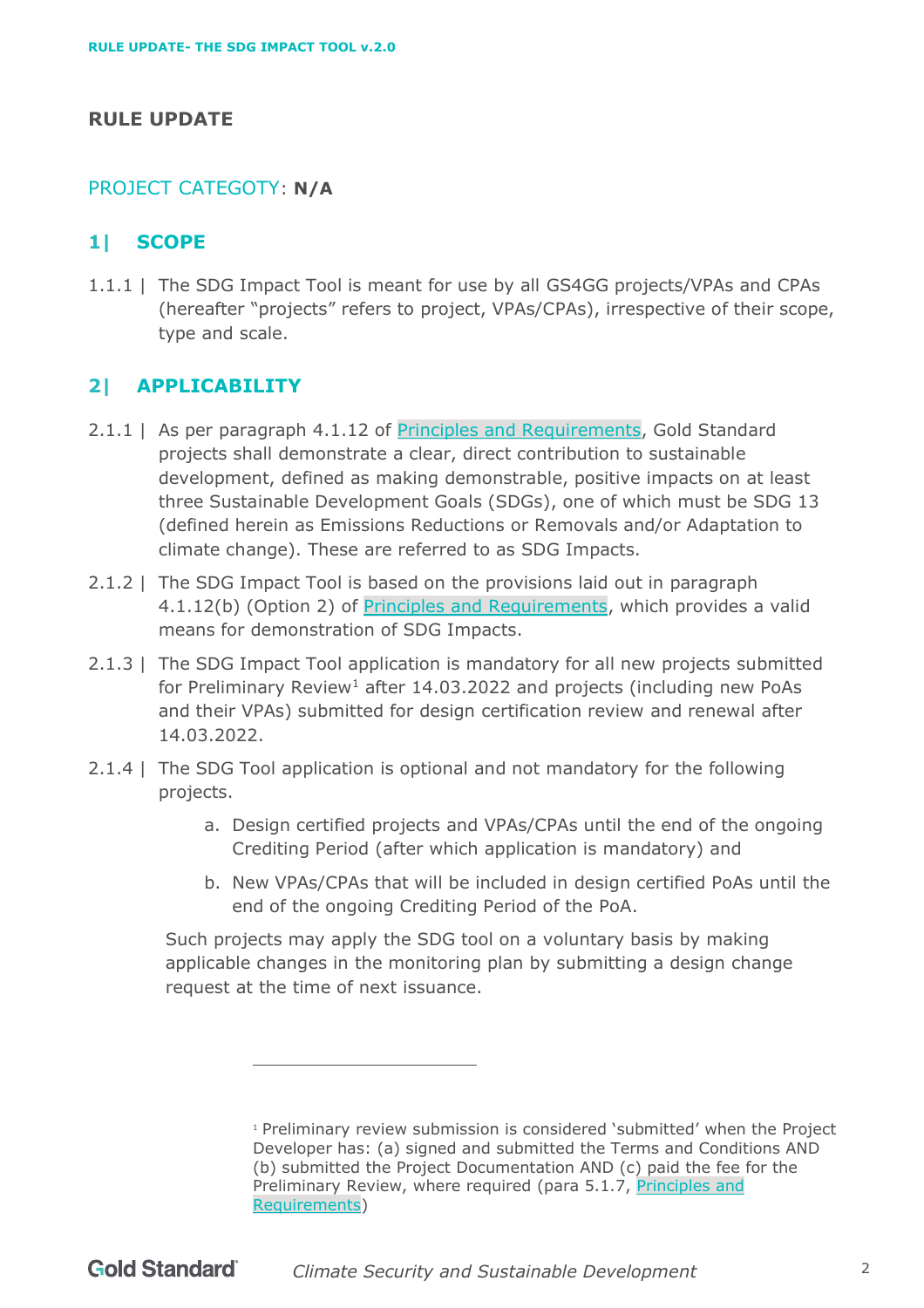## RULE UPDATE

PROJECT CATEGOTY: **N/A**

## 1| SCOPE

1.1.1 | The SDG Impact Tool is meant for use by all GS4GG projects/VPAs and CPAs (hereafter "projects" refers to project, VPAs/CPAs), irrespective of their scope, type and scale.

## 2| APPLICABILITY

2.1.1 | As per paragraph 4.1.12 of Principles and Requirements, Gold Standard projects shall demonstrate a clear, direct contribution to sustainable development, defined as making demonstrable, positive impacts on at least three Sustainable Development Goals (SDGs), one of which must be SDG 13 (defined herein as Emissions Reductions or Removals and/or Adaptation to climate change). These are referred to as SDG Impacts.

2.1.2 | The SDG Impact Tool is based on the provisions laid out in paragraph 4.1.12(b) (Option 2) of Principles and Requirements, which provides a valid means for demonstration of SDG Impacts.

2.1.3 | The SDG Impact Tool application is mandatory for all new projects submitted for Preliminary Review[1] after 14.03.2022 and projects (including new PoAs and their VPAs) submitted for design certification review and renewal after 14.03.2022.

2.1.4 | The SDG Tool application is optional and not mandatory for the following projects.

a. Design certified projects and VPAs/CPAs until the end of the ongoing Crediting Period (after which application is mandatory) and

b. New VPAs/CPAs that will be included in design certified PoAs until the end of the ongoing Crediting Period of the PoA.

Such projects may apply the SDG tool on a voluntary basis by making applicable changes in the monitoring plan by submitting a design change request at the time of next issuance.

---

[1] Preliminary review submission is considered 'submitted' when the Project Developer has: (a) signed and submitted the Terms and Conditions AND (b) submitted the Project Documentation AND (c) paid the fee for the Preliminary Review, where required (para 5.1.7, Principles and Requirements)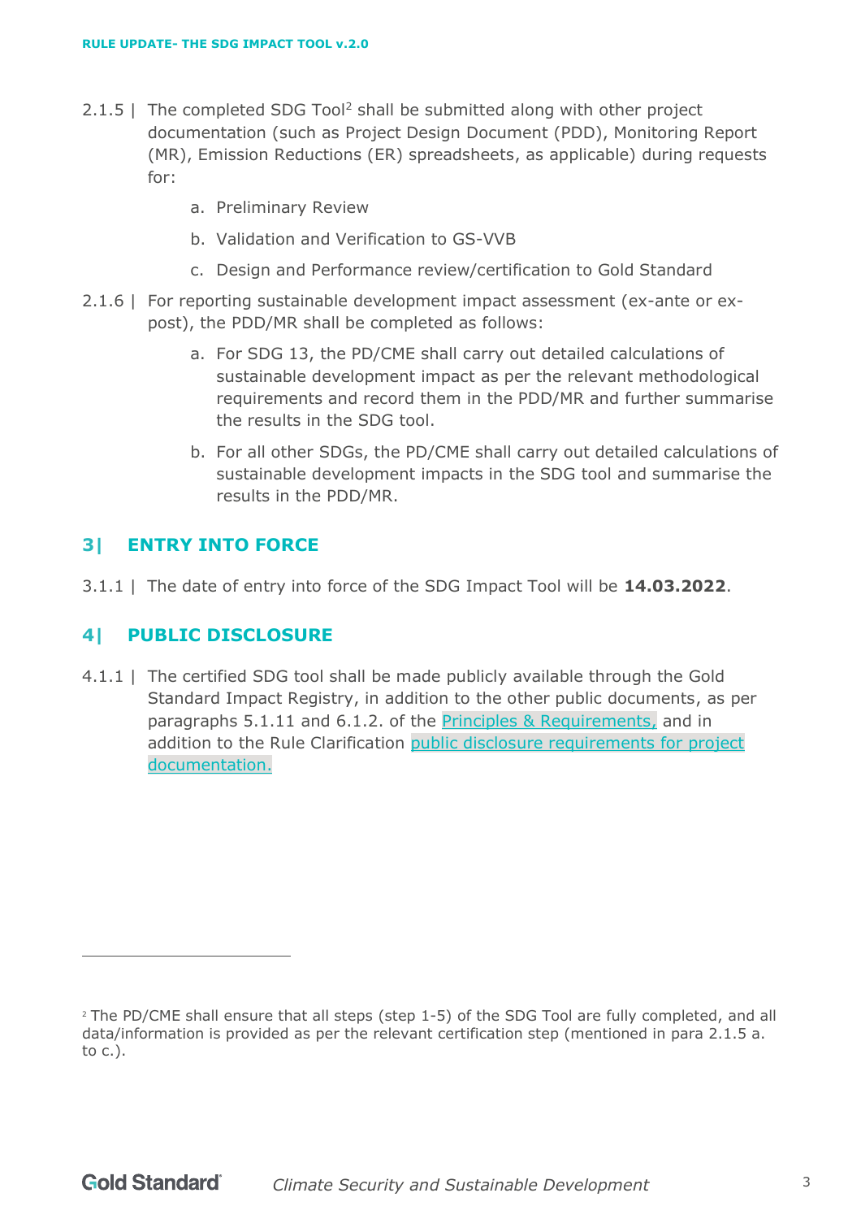2.1.5 | The completed SDG Tool[2] shall be submitted along with other project documentation (such as Project Design Document (PDD), Monitoring Report (MR), Emission Reductions (ER) spreadsheets, as applicable) during requests for:

a. Preliminary Review

b. Validation and Verification to GS-VVB

c. Design and Performance review/certification to Gold Standard

2.1.6 | For reporting sustainable development impact assessment (ex-ante or ex-post), the PDD/MR shall be completed as follows:

a. For SDG 13, the PD/CME shall carry out detailed calculations of sustainable development impact as per the relevant methodological requirements and record them in the PDD/MR and further summarise the results in the SDG tool.

b. For all other SDGs, the PD/CME shall carry out detailed calculations of sustainable development impacts in the SDG tool and summarise the results in the PDD/MR.

## 3| ENTRY INTO FORCE

3.1.1 | The date of entry into force of the SDG Impact Tool will be **14.03.2022**.

## 4| PUBLIC DISCLOSURE

4.1.1 | The certified SDG tool shall be made publicly available through the Gold Standard Impact Registry, in addition to the other public documents, as per paragraphs 5.1.11 and 6.1.2. of the Principles & Requirements, and in addition to the Rule Clarification public disclosure requirements for project documentation.

---

[2] The PD/CME shall ensure that all steps (step 1-5) of the SDG Tool are fully completed, and all data/information is provided as per the relevant certification step (mentioned in para 2.1.5 a. to c.).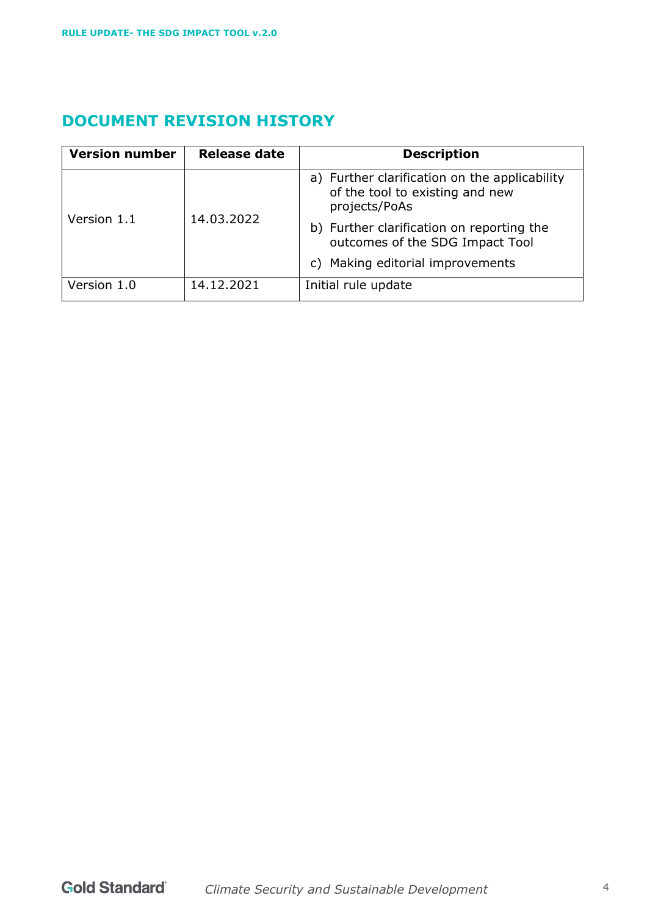## DOCUMENT REVISION HISTORY

| Version number | Release date | Description |
|---|---|---|
| Version 1.1 | 14.03.2022 | a) Further clarification on the applicability of the tool to existing and new projects/PoAs<br>b) Further clarification on reporting the outcomes of the SDG Impact Tool<br>c) Making editorial improvements |
| Version 1.0 | 14.12.2021 | Initial rule update |